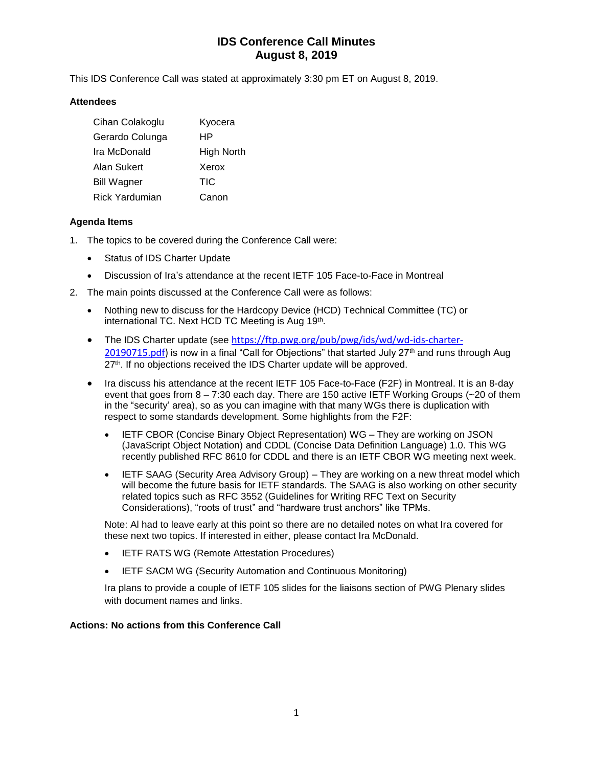# IDS Conference Call Minutes
# August 8, 2019

This IDS Conference Call was stated at approximately 3:30 pm ET on August 8, 2019.

**Attendees**

| | |
|---|---|
| Cihan Colakoglu | Kyocera |
| Gerardo Colunga | HP |
| Ira McDonald | High North |
| Alan Sukert | Xerox |
| Bill Wagner | TIC |
| Rick Yardumian | Canon |

**Agenda Items**

1. The topics to be covered during the Conference Call were:
   - Status of IDS Charter Update
   - Discussion of Ira's attendance at the recent IETF 105 Face-to-Face in Montreal
2. The main points discussed at the Conference Call were as follows:
   - Nothing new to discuss for the Hardcopy Device (HCD) Technical Committee (TC) or international TC. Next HCD TC Meeting is Aug 19th.
   - The IDS Charter update (see https://ftp.pwg.org/pub/pwg/ids/wd/wd-ids-charter-20190715.pdf) is now in a final "Call for Objections" that started July 27th and runs through Aug 27th. If no objections received the IDS Charter update will be approved.
   - Ira discuss his attendance at the recent IETF 105 Face-to-Face (F2F) in Montreal. It is an 8-day event that goes from 8 – 7:30 each day. There are 150 active IETF Working Groups (~20 of them in the "security' area), so as you can imagine with that many WGs there is duplication with respect to some standards development. Some highlights from the F2F:
     - IETF CBOR (Concise Binary Object Representation) WG – They are working on JSON (JavaScript Object Notation) and CDDL (Concise Data Definition Language) 1.0. This WG recently published RFC 8610 for CDDL and there is an IETF CBOR WG meeting next week.
     - IETF SAAG (Security Area Advisory Group) – They are working on a new threat model which will become the future basis for IETF standards. The SAAG is also working on other security related topics such as RFC 3552 (Guidelines for Writing RFC Text on Security Considerations), "roots of trust" and "hardware trust anchors" like TPMs.

     Note: Al had to leave early at this point so there are no detailed notes on what Ira covered for these next two topics. If interested in either, please contact Ira McDonald.

     - IETF RATS WG (Remote Attestation Procedures)
     - IETF SACM WG (Security Automation and Continuous Monitoring)

     Ira plans to provide a couple of IETF 105 slides for the liaisons section of PWG Plenary slides with document names and links.

**Actions: No actions from this Conference Call**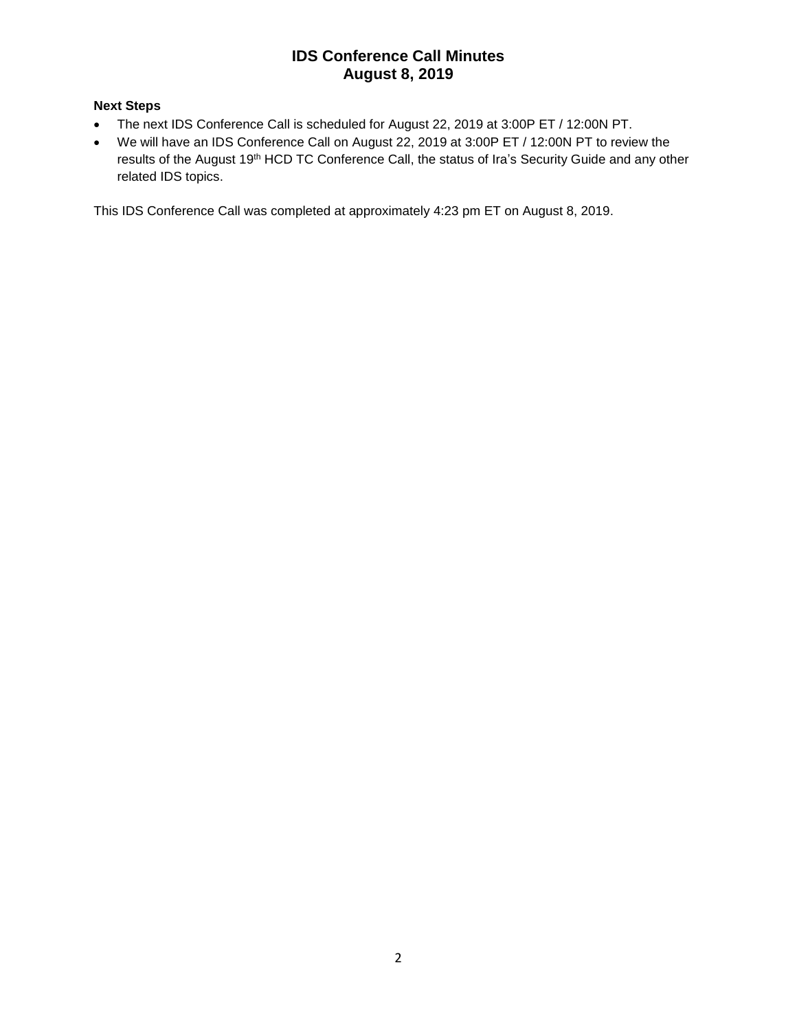**Next Steps**

- The next IDS Conference Call is scheduled for August 22, 2019 at 3:00P ET / 12:00N PT.
- We will have an IDS Conference Call on August 22, 2019 at 3:00P ET / 12:00N PT to review the results of the August 19th HCD TC Conference Call, the status of Ira's Security Guide and any other related IDS topics.

This IDS Conference Call was completed at approximately 4:23 pm ET on August 8, 2019.